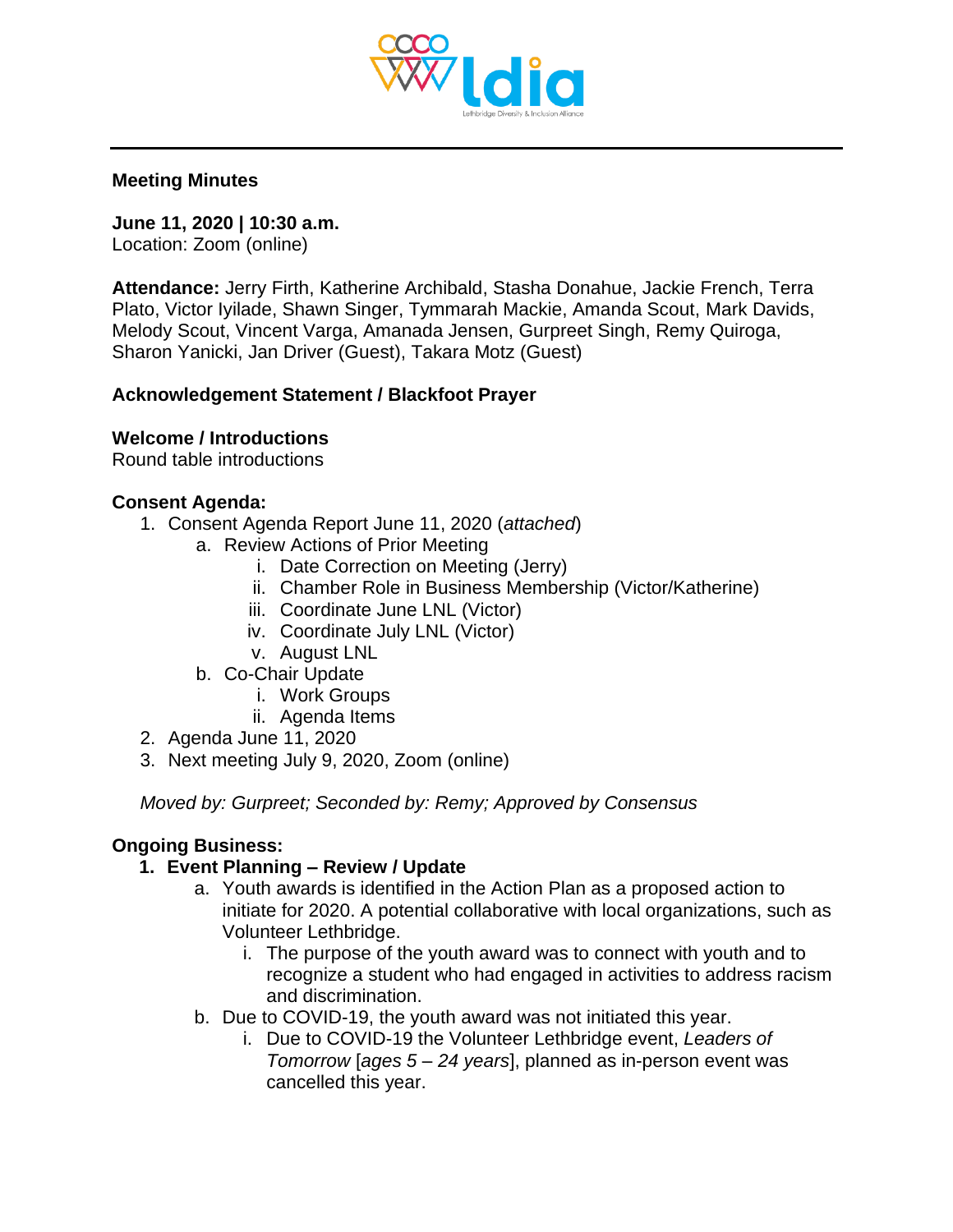**Meeting Minutes**

**June 11, 2020 | 10:30 a.m.**
Location: Zoom (online)

**Attendance:** Jerry Firth, Katherine Archibald, Stasha Donahue, Jackie French, Terra Plato, Victor Iyilade, Shawn Singer, Tymmarah Mackie, Amanda Scout, Mark Davids, Melody Scout, Vincent Varga, Amanada Jensen, Gurpreet Singh, Remy Quiroga, Sharon Yanicki, Jan Driver (Guest), Takara Motz (Guest)

**Acknowledgement Statement / Blackfoot Prayer**

**Welcome / Introductions**
Round table introductions

**Consent Agenda:**

1. Consent Agenda Report June 11, 2020 (*attached*)
   a. Review Actions of Prior Meeting
      i. Date Correction on Meeting (Jerry)
      ii. Chamber Role in Business Membership (Victor/Katherine)
      iii. Coordinate June LNL (Victor)
      iv. Coordinate July LNL (Victor)
      v. August LNL
   b. Co-Chair Update
      i. Work Groups
      ii. Agenda Items
2. Agenda June 11, 2020
3. Next meeting July 9, 2020, Zoom (online)

*Moved by: Gurpreet; Seconded by: Remy; Approved by Consensus*

**Ongoing Business:**

1. **Event Planning – Review / Update**
   a. Youth awards is identified in the Action Plan as a proposed action to initiate for 2020. A potential collaborative with local organizations, such as Volunteer Lethbridge.
      i. The purpose of the youth award was to connect with youth and to recognize a student who had engaged in activities to address racism and discrimination.
   b. Due to COVID-19, the youth award was not initiated this year.
      i. Due to COVID-19 the Volunteer Lethbridge event, *Leaders of Tomorrow* [*ages 5 – 24 years*], planned as in-person event was cancelled this year.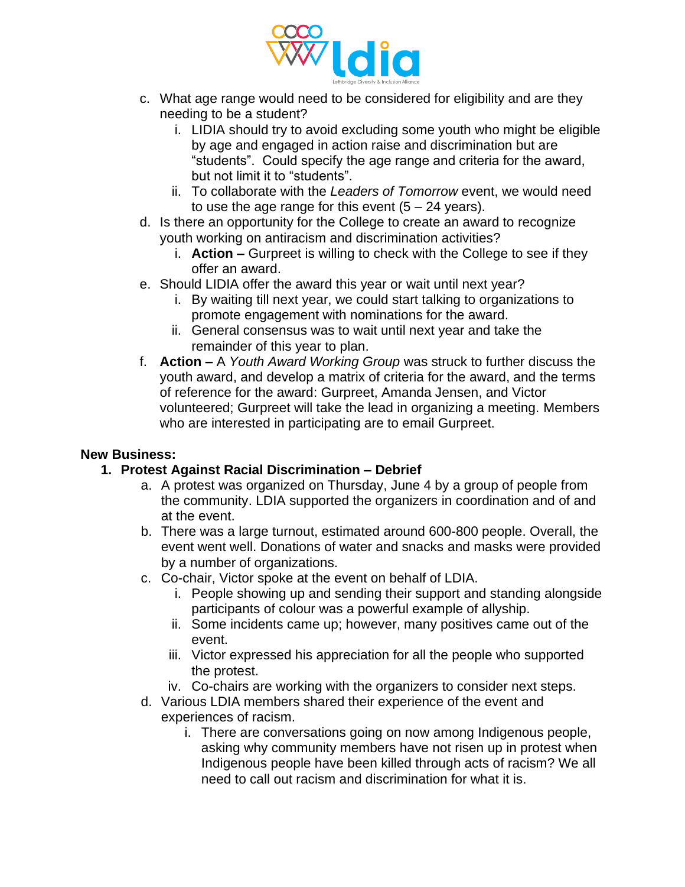c. What age range would need to be considered for eligibility and are they needing to be a student?
   i. LIDIA should try to avoid excluding some youth who might be eligible by age and engaged in action raise and discrimination but are "students". Could specify the age range and criteria for the award, but not limit it to "students".
   ii. To collaborate with the *Leaders of Tomorrow* event, we would need to use the age range for this event (5 – 24 years).
d. Is there an opportunity for the College to create an award to recognize youth working on antiracism and discrimination activities?
   i. **Action –** Gurpreet is willing to check with the College to see if they offer an award.
e. Should LIDIA offer the award this year or wait until next year?
   i. By waiting till next year, we could start talking to organizations to promote engagement with nominations for the award.
   ii. General consensus was to wait until next year and take the remainder of this year to plan.
f. **Action –** A *Youth Award Working Group* was struck to further discuss the youth award, and develop a matrix of criteria for the award, and the terms of reference for the award: Gurpreet, Amanda Jensen, and Victor volunteered; Gurpreet will take the lead in organizing a meeting. Members who are interested in participating are to email Gurpreet.

**New Business:**

1. **Protest Against Racial Discrimination – Debrief**
   a. A protest was organized on Thursday, June 4 by a group of people from the community. LDIA supported the organizers in coordination and of and at the event.
   b. There was a large turnout, estimated around 600-800 people. Overall, the event went well. Donations of water and snacks and masks were provided by a number of organizations.
   c. Co-chair, Victor spoke at the event on behalf of LDIA.
      i. People showing up and sending their support and standing alongside participants of colour was a powerful example of allyship.
      ii. Some incidents came up; however, many positives came out of the event.
      iii. Victor expressed his appreciation for all the people who supported the protest.
      iv. Co-chairs are working with the organizers to consider next steps.
   d. Various LDIA members shared their experience of the event and experiences of racism.
      i. There are conversations going on now among Indigenous people, asking why community members have not risen up in protest when Indigenous people have been killed through acts of racism? We all need to call out racism and discrimination for what it is.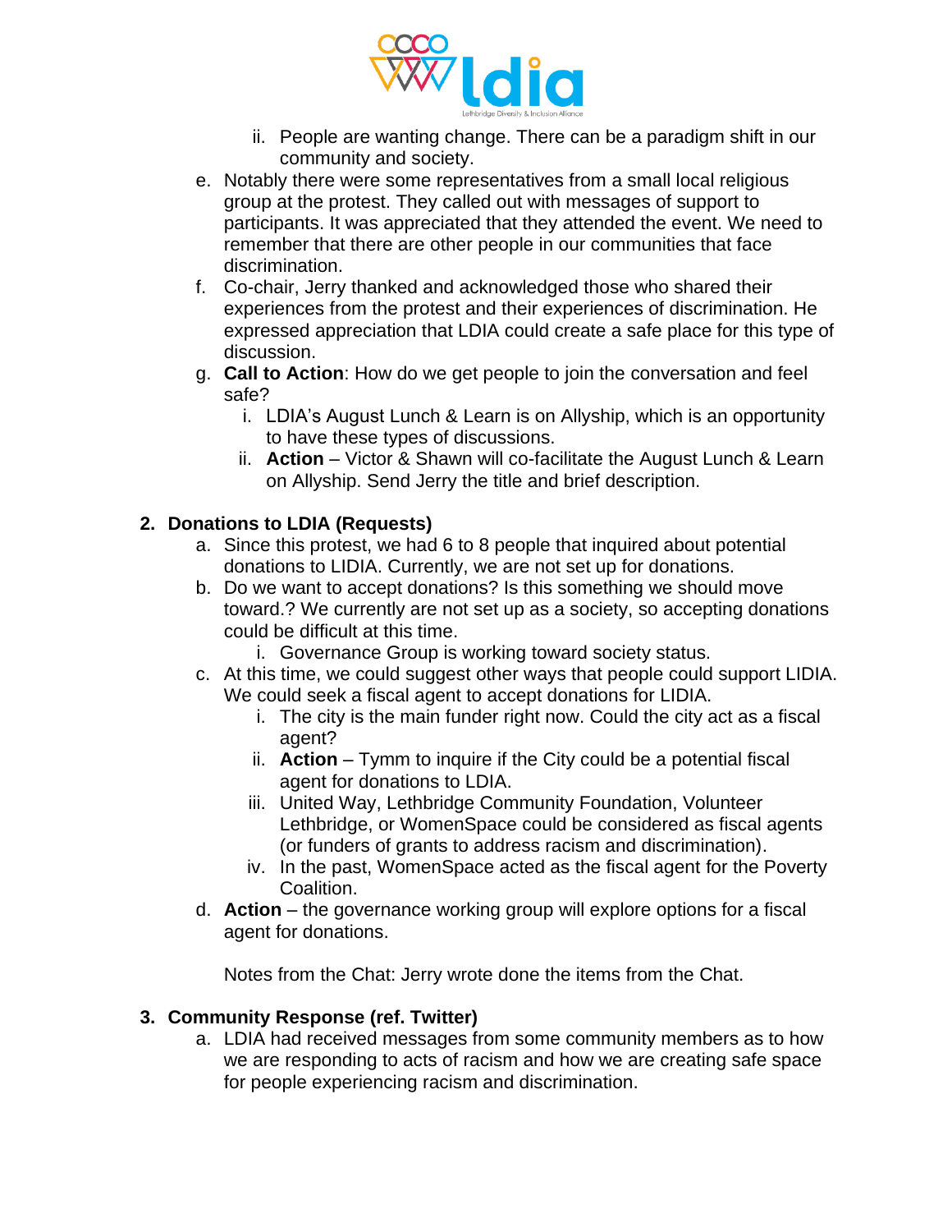ii. People are wanting change. There can be a paradigm shift in our community and society.

e. Notably there were some representatives from a small local religious group at the protest. They called out with messages of support to participants. It was appreciated that they attended the event. We need to remember that there are other people in our communities that face discrimination.

f. Co-chair, Jerry thanked and acknowledged those who shared their experiences from the protest and their experiences of discrimination. He expressed appreciation that LDIA could create a safe place for this type of discussion.

g. **Call to Action**: How do we get people to join the conversation and feel safe?
   i. LDIA's August Lunch & Learn is on Allyship, which is an opportunity to have these types of discussions.
   ii. **Action** – Victor & Shawn will co-facilitate the August Lunch & Learn on Allyship. Send Jerry the title and brief description.

## 2. Donations to LDIA (Requests)

a. Since this protest, we had 6 to 8 people that inquired about potential donations to LIDIA. Currently, we are not set up for donations.

b. Do we want to accept donations? Is this something we should move toward.? We currently are not set up as a society, so accepting donations could be difficult at this time.
   i. Governance Group is working toward society status.

c. At this time, we could suggest other ways that people could support LIDIA. We could seek a fiscal agent to accept donations for LIDIA.
   i. The city is the main funder right now. Could the city act as a fiscal agent?
   ii. **Action** – Tymm to inquire if the City could be a potential fiscal agent for donations to LDIA.
   iii. United Way, Lethbridge Community Foundation, Volunteer Lethbridge, or WomenSpace could be considered as fiscal agents (or funders of grants to address racism and discrimination).
   iv. In the past, WomenSpace acted as the fiscal agent for the Poverty Coalition.

d. **Action** – the governance working group will explore options for a fiscal agent for donations.

Notes from the Chat: Jerry wrote done the items from the Chat.

## 3. Community Response (ref. Twitter)

a. LDIA had received messages from some community members as to how we are responding to acts of racism and how we are creating safe space for people experiencing racism and discrimination.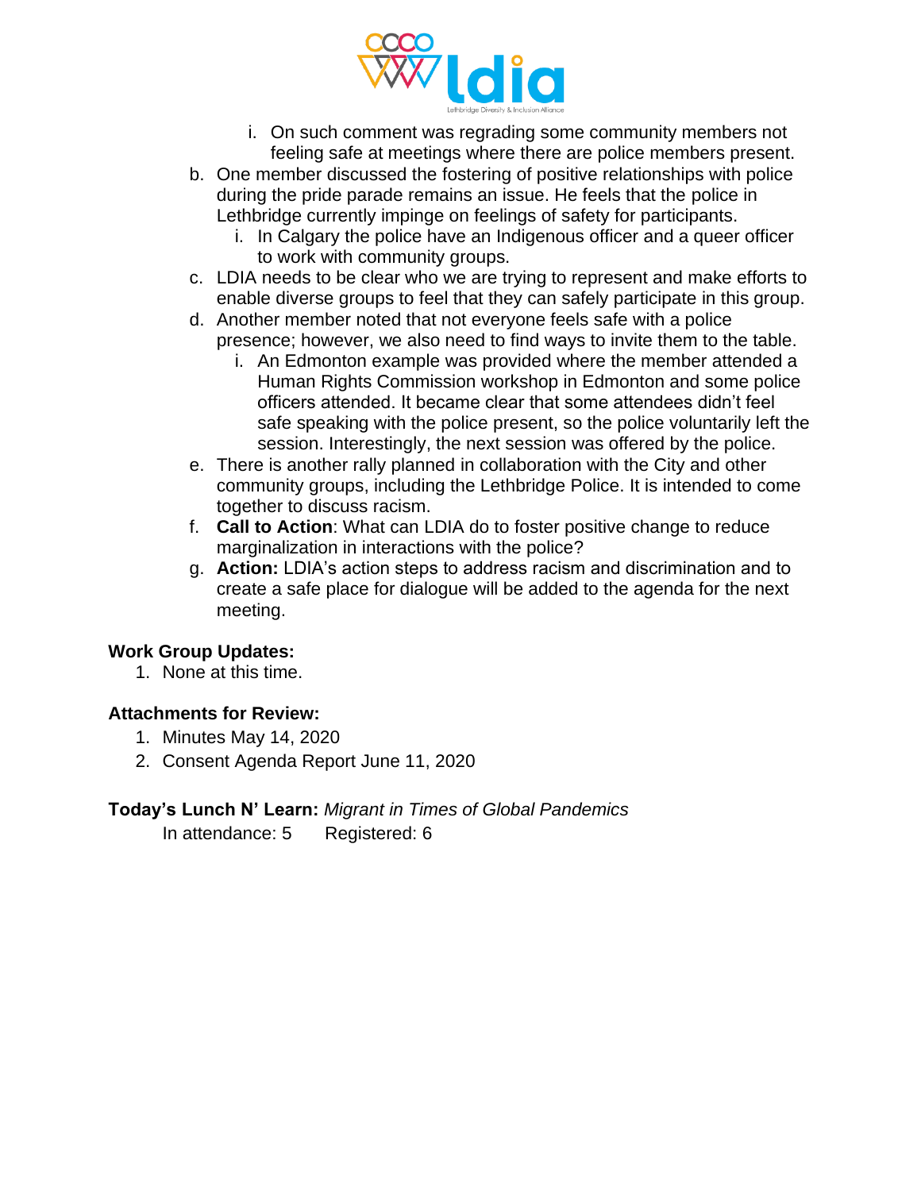i. On such comment was regrading some community members not feeling safe at meetings where there are police members present.

   b. One member discussed the fostering of positive relationships with police during the pride parade remains an issue. He feels that the police in Lethbridge currently impinge on feelings of safety for participants.
      i. In Calgary the police have an Indigenous officer and a queer officer to work with community groups.
   c. LDIA needs to be clear who we are trying to represent and make efforts to enable diverse groups to feel that they can safely participate in this group.
   d. Another member noted that not everyone feels safe with a police presence; however, we also need to find ways to invite them to the table.
      i. An Edmonton example was provided where the member attended a Human Rights Commission workshop in Edmonton and some police officers attended. It became clear that some attendees didn't feel safe speaking with the police present, so the police voluntarily left the session. Interestingly, the next session was offered by the police.
   e. There is another rally planned in collaboration with the City and other community groups, including the Lethbridge Police. It is intended to come together to discuss racism.
   f. **Call to Action**: What can LDIA do to foster positive change to reduce marginalization in interactions with the police?
   g. **Action:** LDIA's action steps to address racism and discrimination and to create a safe place for dialogue will be added to the agenda for the next meeting.

**Work Group Updates:**

1. None at this time.

**Attachments for Review:**

1. Minutes May 14, 2020
2. Consent Agenda Report June 11, 2020

**Today's Lunch N' Learn:** *Migrant in Times of Global Pandemics*

In attendance: 5 Registered: 6